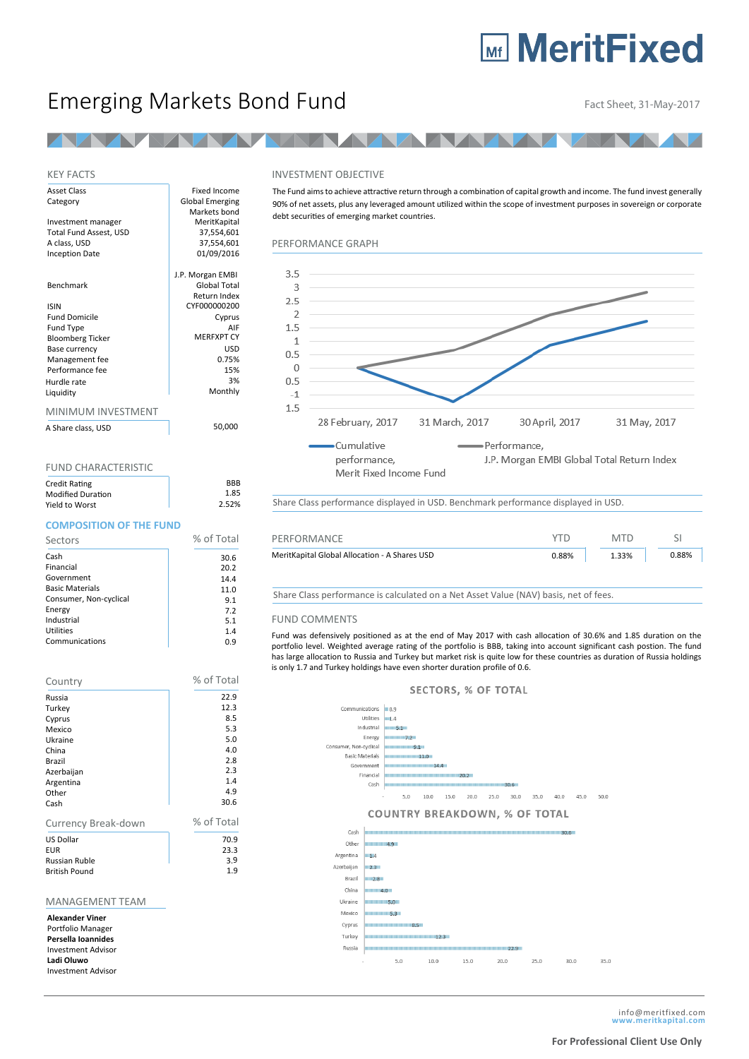# MeritFixed

# Emerging Markets Bond Fund

Fact Sheet, 31-May-2017

## KEY FACTS

| | |
|---|---|
| Asset Class | Fixed Income |
| Category | Global Emerging Markets bond |
| Investment manager | MeritKapital |
| Total Fund Assest, USD | 37,554,601 |
| A class, USD | 37,554,601 |
| Inception Date | 01/09/2016 |
| Benchmark | J.P. Morgan EMBI Global Total Return Index |
| ISIN | CYF000000200 |
| Fund Domicile | Cyprus |
| Fund Type | AIF |
| Bloomberg Ticker | MERFXPT CY |
| Base currency | USD |
| Management fee | 0.75% |
| Performance fee | 15% |
| Hurdle rate | 3% |
| Liquidity | Monthly |

## MINIMUM INVESTMENT

| | |
|---|---|
| A Share class, USD | 50,000 |

## FUND CHARACTERISTIC

| | |
|---|---|
| Credit Rating | BBB |
| Modified Duration | 1.85 |
| Yield to Worst | 2.52% |

## COMPOSITION OF THE FUND

| Sectors | % of Total |
|---|---|
| Cash | 30.6 |
| Financial | 20.2 |
| Government | 14.4 |
| Basic Materials | 11.0 |
| Consumer, Non-cyclical | 9.1 |
| Energy | 7.2 |
| Industrial | 5.1 |
| Utilities | 1.4 |
| Communications | 0.9 |

| Country | % of Total |
|---|---|
| Russia | 22.9 |
| Turkey | 12.3 |
| Cyprus | 8.5 |
| Mexico | 5.3 |
| Ukraine | 5.0 |
| China | 4.0 |
| Brazil | 2.8 |
| Azerbaijan | 2.3 |
| Argentina | 1.4 |
| Other | 4.9 |
| Cash | 30.6 |

| Currency Break-down | % of Total |
|---|---|
| US Dollar | 70.9 |
| EUR | 23.3 |
| Russian Ruble | 3.9 |
| British Pound | 1.9 |

## MANAGEMENT TEAM

**Alexander Viner**
Portfolio Manager
**Persella Ioannides**
Investment Advisor
**Ladi Oluwo**
Investment Advisor

## INVESTMENT OBJECTIVE

The Fund aims to achieve attractive return through a combination of capital growth and income. The fund invest generally 90% of net assets, plus any leveraged amount utilized within the scope of investment purposes in sovereign or corporate debt securities of emerging market countries.

## PERFORMANCE GRAPH

Legend: Cumulative performance, Merit Fixed Income Fund; Performance, J.P. Morgan EMBI Global Total Return Index

Share Class performance displayed in USD. Benchmark performance displayed in USD.

| PERFORMANCE | YTD | MTD | SI |
|---|---|---|---|
| MeritKapital Global Allocation - A Shares USD | 0.88% | 1.33% | 0.88% |

Share Class performance is calculated on a Net Asset Value (NAV) basis, net of fees.

## FUND COMMENTS

Fund was defensively positioned as at the end of May 2017 with cash allocation of 30.6% and 1.85 duration on the portfolio level. Weighted average rating of the portfolio is BBB, taking into account significant cash postion. The fund has large allocation to Russia and Turkey but market risk is quite low for these countries as duration of Russia holdings is only 1.7 and Turkey holdings have even shorter duration profile of 0.6.

## SECTORS, % OF TOTAL

## COUNTRY BREAKDOWN, % OF TOTAL

info@meritfixed.com
www.meritkapital.com

**For Professional Client Use Only**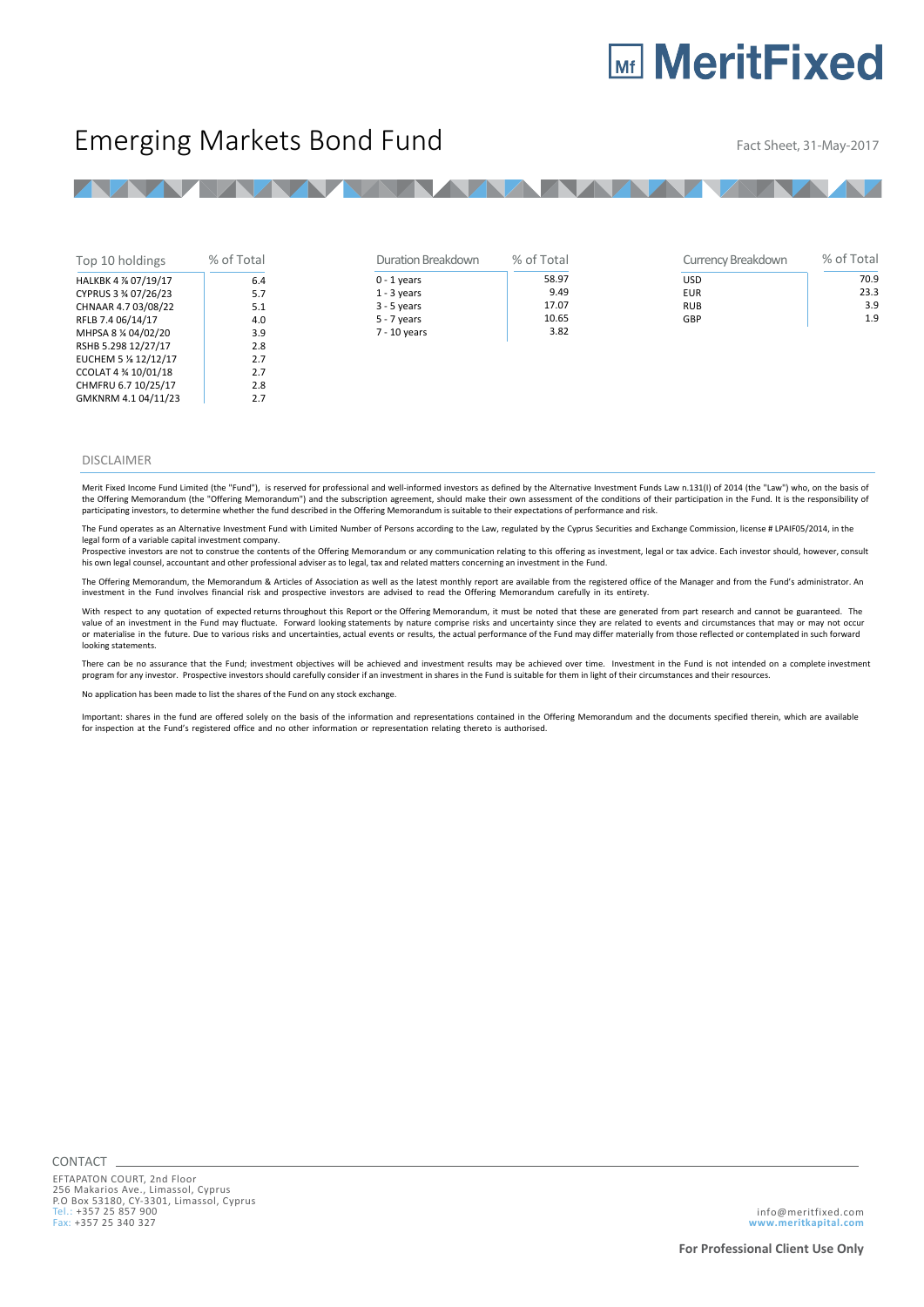# Emerging Markets Bond Fund

Fact Sheet, 31-May-2017

| Top 10 holdings | % of Total |
|---|---|
| HALKBK 4 ¾ 07/19/17 | 6.4 |
| CYPRUS 3 ¾ 07/26/23 | 5.7 |
| CHNAAR 4.7 03/08/22 | 5.1 |
| RFLB 7.4 06/14/17 | 4.0 |
| MHPSA 8 ¼ 04/02/20 | 3.9 |
| RSHB 5.298 12/27/17 | 2.8 |
| EUCHEM 5 ⅛ 12/12/17 | 2.7 |
| CCOLAT 4 ¾ 10/01/18 | 2.7 |
| CHMFRU 6.7 10/25/17 | 2.8 |
| GMKNRM 4.1 04/11/23 | 2.7 |

| Duration Breakdown | % of Total |
|---|---|
| 0 - 1 years | 58.97 |
| 1 - 3 years | 9.49 |
| 3 - 5 years | 17.07 |
| 5 - 7 years | 10.65 |
| 7 - 10 years | 3.82 |

| Currency Breakdown | % of Total |
|---|---|
| USD | 70.9 |
| EUR | 23.3 |
| RUB | 3.9 |
| GBP | 1.9 |

## DISCLAIMER

Merit Fixed Income Fund Limited (the "Fund"), is reserved for professional and well-informed investors as defined by the Alternative Investment Funds Law n.131(I) of 2014 (the "Law") who, on the basis of the Offering Memorandum (the "Offering Memorandum") and the subscription agreement, should make their own assessment of the conditions of their participation in the Fund. It is the responsibility of participating investors, to determine whether the fund described in the Offering Memorandum is suitable to their expectations of performance and risk.

The Fund operates as an Alternative Investment Fund with Limited Number of Persons according to the Law, regulated by the Cyprus Securities and Exchange Commission, license # LPAIF05/2014, in the legal form of a variable capital investment company.
Prospective investors are not to construe the contents of the Offering Memorandum or any communication relating to this offering as investment, legal or tax advice. Each investor should, however, consult his own legal counsel, accountant and other professional adviser as to legal, tax and related matters concerning an investment in the Fund.

The Offering Memorandum, the Memorandum & Articles of Association as well as the latest monthly report are available from the registered office of the Manager and from the Fund's administrator. An investment in the Fund involves financial risk and prospective investors are advised to read the Offering Memorandum carefully in its entirety.

With respect to any quotation of expected returns throughout this Report or the Offering Memorandum, it must be noted that these are generated from part research and cannot be guaranteed. The value of an investment in the Fund may fluctuate. Forward looking statements by nature comprise risks and uncertainty since they are related to events and circumstances that may or may not occur or materialise in the future. Due to various risks and uncertainties, actual events or results, the actual performance of the Fund may differ materially from those reflected or contemplated in such forward looking statements.

There can be no assurance that the Fund; investment objectives will be achieved and investment results may be achieved over time. Investment in the Fund is not intended on a complete investment program for any investor. Prospective investors should carefully consider if an investment in shares in the Fund is suitable for them in light of their circumstances and their resources.

No application has been made to list the shares of the Fund on any stock exchange.

Important: shares in the fund are offered solely on the basis of the information and representations contained in the Offering Memorandum and the documents specified therein, which are available for inspection at the Fund's registered office and no other information or representation relating thereto is authorised.

## CONTACT

EFTAPATON COURT, 2nd Floor
256 Makarios Ave., Limassol, Cyprus
P.O Box 53180, CY-3301, Limassol, Cyprus
Tel.: +357 25 857 900
Fax: +357 25 340 327

info@meritfixed.com
www.meritkapital.com

**For Professional Client Use Only**